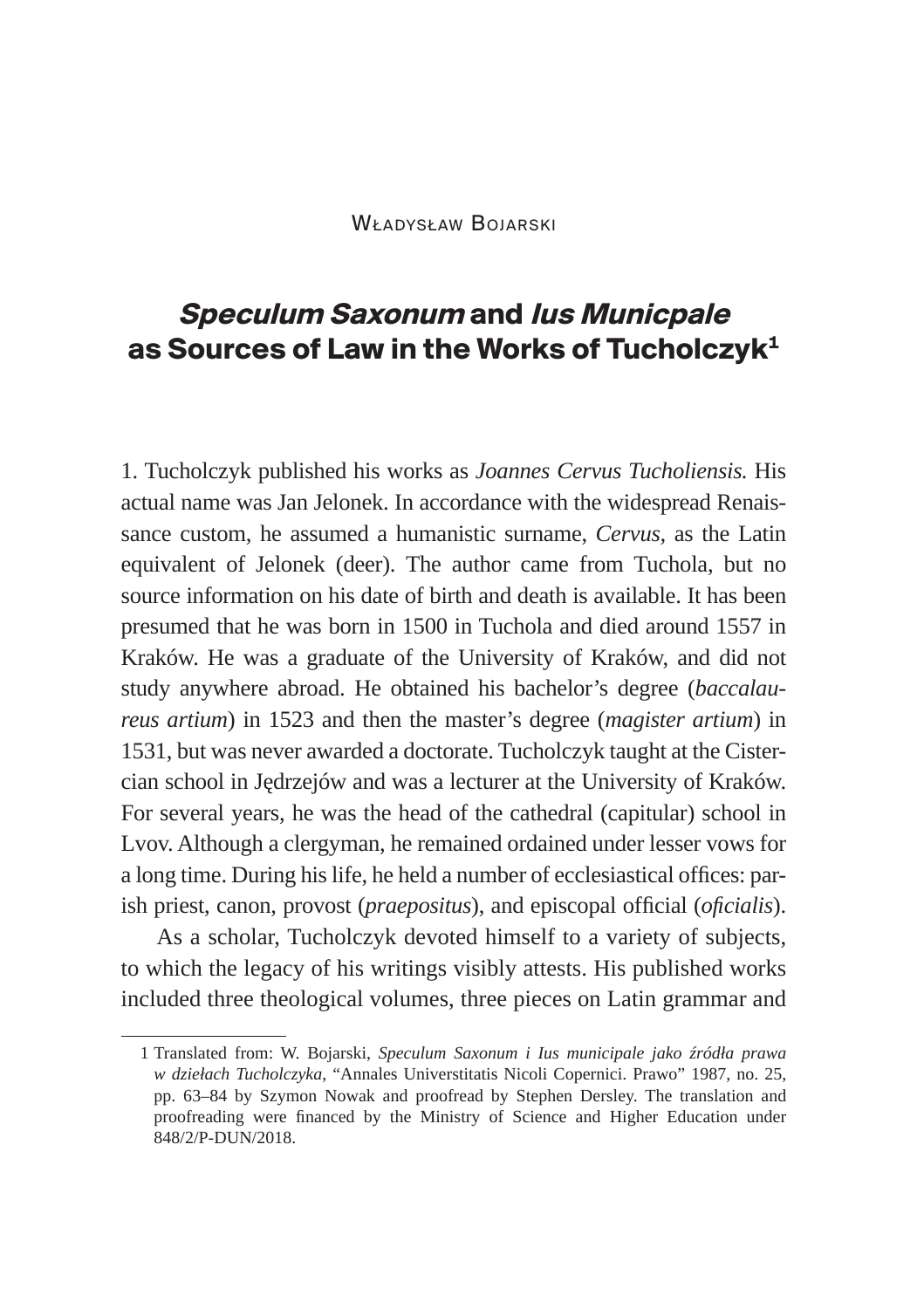Władysław Bojarski

# *Speculum Saxonum* and *Ius Municpale* as Sources of Law in the Works of Tucholczyk[1]

1. Tucholczyk published his works as *Joannes Cervus Tucholiensis.* His actual name was Jan Jelonek. In accordance with the widespread Renaissance custom, he assumed a humanistic surname, *Cervus,* as the Latin equivalent of Jelonek (deer). The author came from Tuchola, but no source information on his date of birth and death is available. It has been presumed that he was born in 1500 in Tuchola and died around 1557 in Kraków. He was a graduate of the University of Kraków, and did not study anywhere abroad. He obtained his bachelor's degree (*baccalaureus artium*) in 1523 and then the master's degree (*magister artium*) in 1531, but was never awarded a doctorate. Tucholczyk taught at the Cistercian school in Jędrzejów and was a lecturer at the University of Kraków. For several years, he was the head of the cathedral (capitular) school in Lvov. Although a clergyman, he remained ordained under lesser vows for a long time. During his life, he held a number of ecclesiastical offices: parish priest, canon, provost (*praepositus*), and episcopal official (*oficialis*).

As a scholar, Tucholczyk devoted himself to a variety of subjects, to which the legacy of his writings visibly attests. His published works included three theological volumes, three pieces on Latin grammar and

1 Translated from: W. Bojarski, *Speculum Saxonum i Ius municipale jako źródła prawa w dziełach Tucholczyka*, "Annales Universtitatis Nicoli Copernici. Prawo" 1987, no. 25, pp. 63–84 by Szymon Nowak and proofread by Stephen Dersley. The translation and proofreading were financed by the Ministry of Science and Higher Education under 848/2/P-DUN/2018.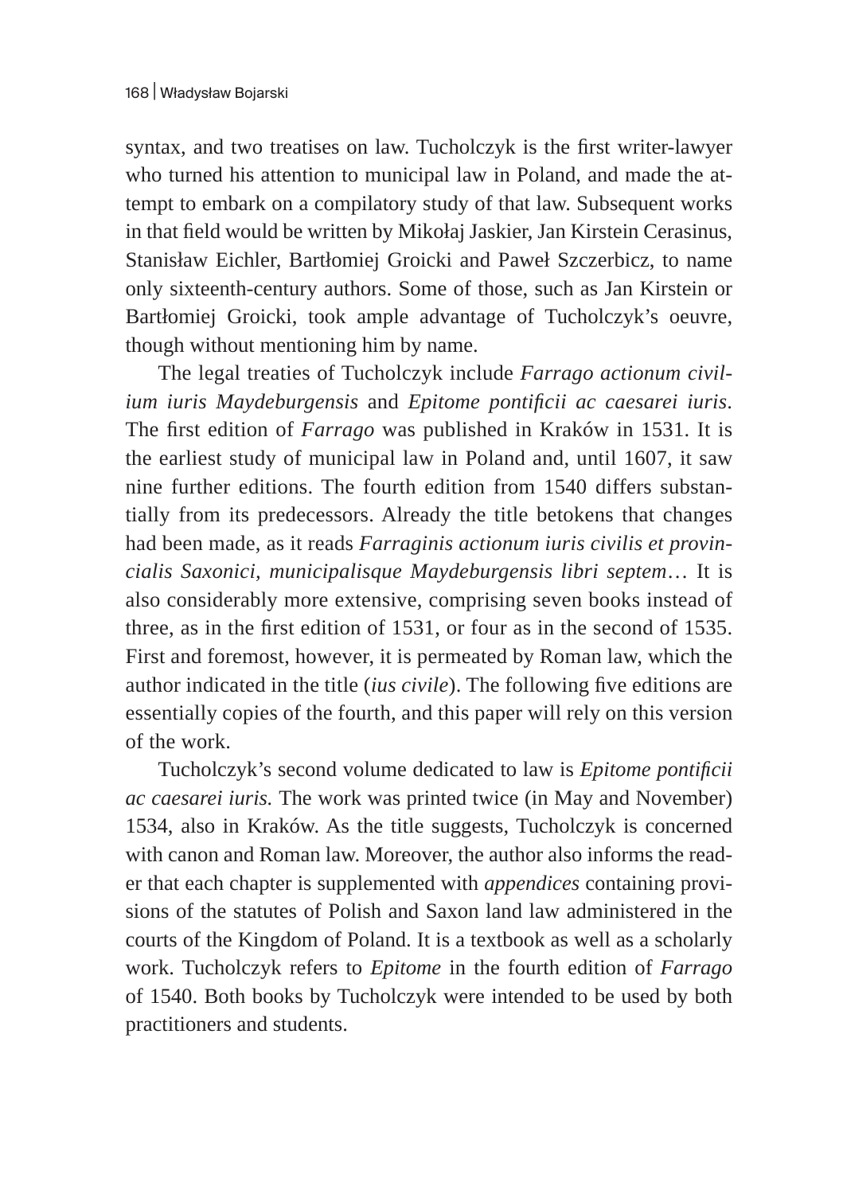syntax, and two treatises on law. Tucholczyk is the first writer-lawyer who turned his attention to municipal law in Poland, and made the attempt to embark on a compilatory study of that law. Subsequent works in that field would be written by Mikołaj Jaskier, Jan Kirstein Cerasinus, Stanisław Eichler, Bartłomiej Groicki and Paweł Szczerbicz, to name only sixteenth-century authors. Some of those, such as Jan Kirstein or Bartłomiej Groicki, took ample advantage of Tucholczyk's oeuvre, though without mentioning him by name.

The legal treaties of Tucholczyk include *Farrago actionum civilium iuris Maydeburgensis* and *Epitome pontificii ac caesarei iuris*. The first edition of *Farrago* was published in Kraków in 1531. It is the earliest study of municipal law in Poland and, until 1607, it saw nine further editions. The fourth edition from 1540 differs substantially from its predecessors. Already the title betokens that changes had been made, as it reads *Farraginis actionum iuris civilis et provincialis Saxonici, municipalisque Maydeburgensis libri septem*… It is also considerably more extensive, comprising seven books instead of three, as in the first edition of 1531, or four as in the second of 1535. First and foremost, however, it is permeated by Roman law, which the author indicated in the title (*ius civile*). The following five editions are essentially copies of the fourth, and this paper will rely on this version of the work.

Tucholczyk's second volume dedicated to law is *Epitome pontificii ac caesarei iuris.* The work was printed twice (in May and November) 1534, also in Kraków. As the title suggests, Tucholczyk is concerned with canon and Roman law. Moreover, the author also informs the reader that each chapter is supplemented with *appendices* containing provisions of the statutes of Polish and Saxon land law administered in the courts of the Kingdom of Poland. It is a textbook as well as a scholarly work. Tucholczyk refers to *Epitome* in the fourth edition of *Farrago* of 1540. Both books by Tucholczyk were intended to be used by both practitioners and students.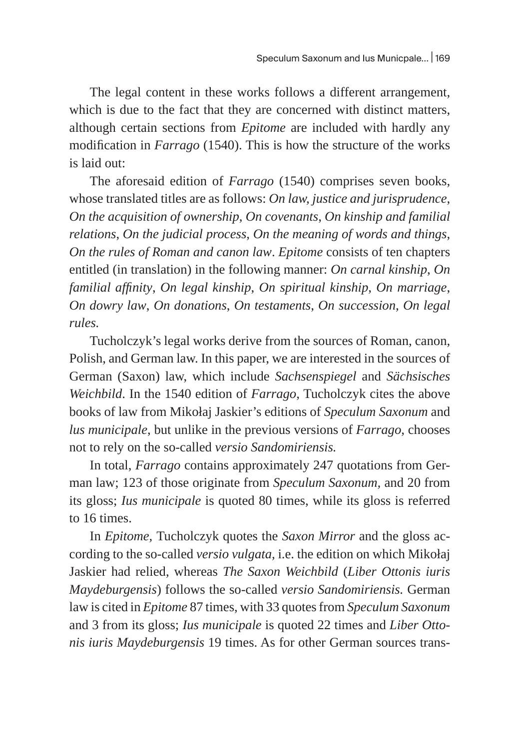The legal content in these works follows a different arrangement, which is due to the fact that they are concerned with distinct matters, although certain sections from *Epitome* are included with hardly any modification in *Farrago* (1540). This is how the structure of the works is laid out:

The aforesaid edition of *Farrago* (1540) comprises seven books, whose translated titles are as follows: *On law, justice and jurisprudence*, *On the acquisition of ownership*, *On covenants*, *On kinship and familial relations*, *On the judicial process*, *On the meaning of words and things*, *On the rules of Roman and canon law*. *Epitome* consists of ten chapters entitled (in translation) in the following manner: *On carnal kinship*, *On familial affinity*, *On legal kinship*, *On spiritual kinship*, *On marriage*, *On dowry law*, *On donations*, *On testaments*, *On succession*, *On legal rules.*

Tucholczyk's legal works derive from the sources of Roman, canon, Polish, and German law. In this paper, we are interested in the sources of German (Saxon) law, which include *Sachsenspiegel* and *Sächsisches Weichbild*. In the 1540 edition of *Farrago,* Tucholczyk cites the above books of law from Mikołaj Jaskier's editions of *Speculum Saxonum* and *Ius municipale*, but unlike in the previous versions of *Farrago,* chooses not to rely on the so-called *versio Sandomiriensis.*

In total, *Farrago* contains approximately 247 quotations from German law; 123 of those originate from *Speculum Saxonum,* and 20 from its gloss; *Ius municipale* is quoted 80 times, while its gloss is referred to 16 times.

In *Epitome,* Tucholczyk quotes the *Saxon Mirror* and the gloss according to the so-called *versio vulgata*, i.e. the edition on which Mikołaj Jaskier had relied, whereas *The Saxon Weichbild* (*Liber Ottonis iuris Maydeburgensis*) follows the so-called *versio Sandomiriensis.* German law is cited in *Epitome* 87 times, with 33 quotes from *Speculum Saxonum* and 3 from its gloss; *Ius municipale* is quoted 22 times and *Liber Ottonis iuris Maydeburgensis* 19 times. As for other German sources trans-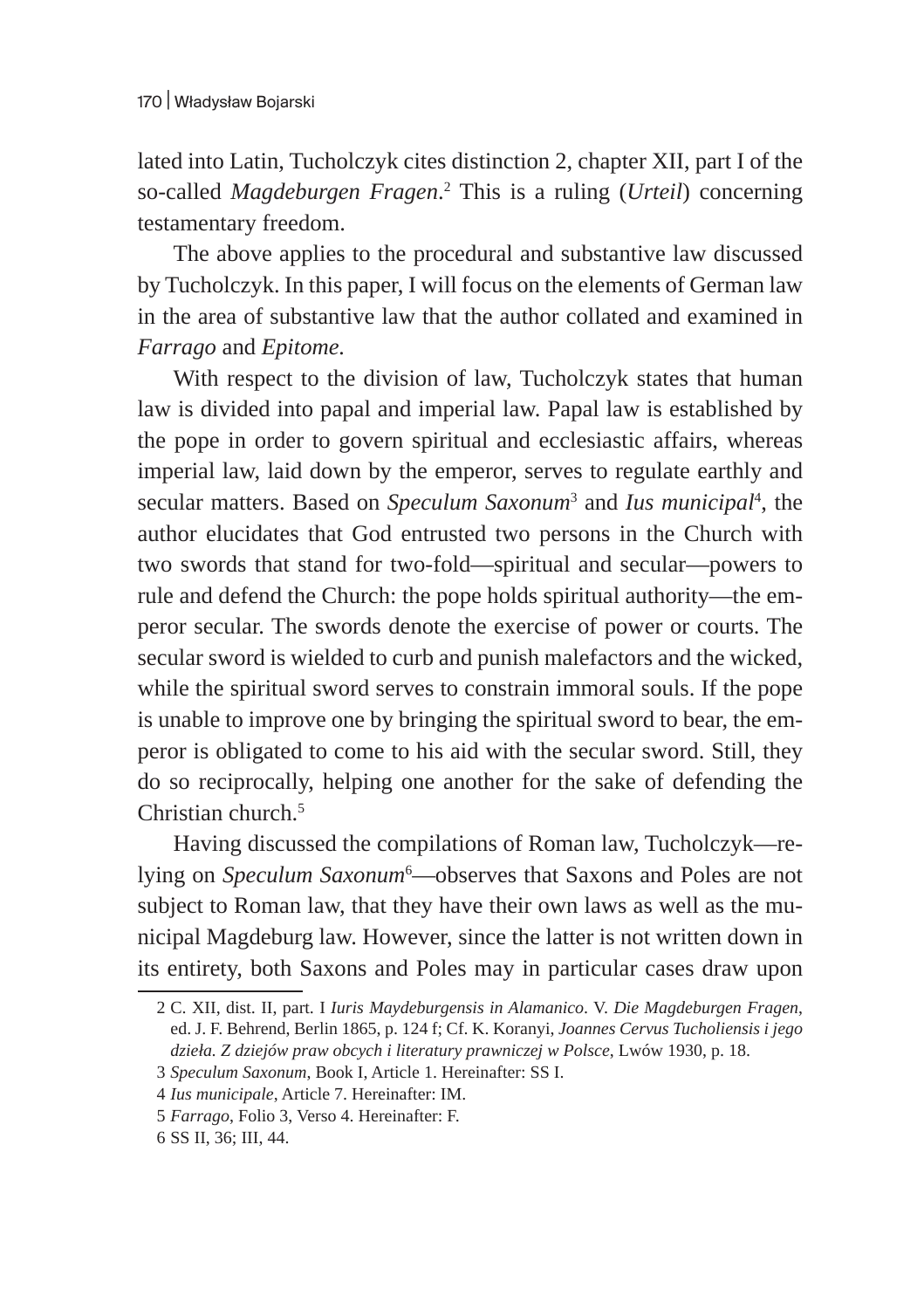lated into Latin, Tucholczyk cites distinction 2, chapter XII, part I of the so-called *Magdeburgen Fragen*.[2] This is a ruling (*Urteil*) concerning testamentary freedom.

The above applies to the procedural and substantive law discussed by Tucholczyk. In this paper, I will focus on the elements of German law in the area of substantive law that the author collated and examined in *Farrago* and *Epitome*.

With respect to the division of law, Tucholczyk states that human law is divided into papal and imperial law. Papal law is established by the pope in order to govern spiritual and ecclesiastic affairs, whereas imperial law, laid down by the emperor, serves to regulate earthly and secular matters. Based on *Speculum Saxonum*[3] and *Ius municipal*[4], the author elucidates that God entrusted two persons in the Church with two swords that stand for two-fold—spiritual and secular—powers to rule and defend the Church: the pope holds spiritual authority—the emperor secular. The swords denote the exercise of power or courts. The secular sword is wielded to curb and punish malefactors and the wicked, while the spiritual sword serves to constrain immoral souls. If the pope is unable to improve one by bringing the spiritual sword to bear, the emperor is obligated to come to his aid with the secular sword. Still, they do so reciprocally, helping one another for the sake of defending the Christian church.[5]

Having discussed the compilations of Roman law, Tucholczyk—relying on *Speculum Saxonum*[6]—observes that Saxons and Poles are not subject to Roman law, that they have their own laws as well as the municipal Magdeburg law. However, since the latter is not written down in its entirety, both Saxons and Poles may in particular cases draw upon

---

2 C. XII, dist. II, part. I *Iuris Maydeburgensis in Alamanico*. V. *Die Magdeburgen Fragen*, ed. J. F. Behrend, Berlin 1865, p. 124 f; Cf. K. Koranyi, *Joannes Cervus Tucholiensis i jego dzieła. Z dziejów praw obcych i literatury prawniczej w Polsce*, Lwów 1930, p. 18.

3 *Speculum Saxonum*, Book I, Article 1. Hereinafter: SS I.

4 *Ius municipale*, Article 7. Hereinafter: IM.

5 *Farrago*, Folio 3, Verso 4. Hereinafter: F.

6 SS II, 36; III, 44.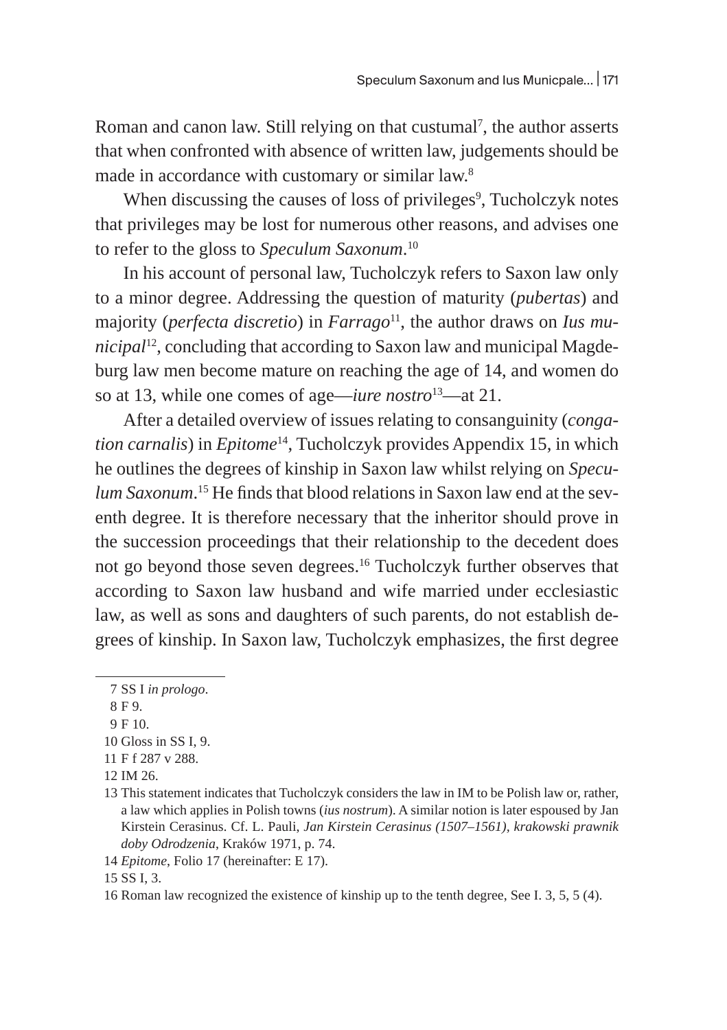Roman and canon law. Still relying on that custumal[7], the author asserts that when confronted with absence of written law, judgements should be made in accordance with customary or similar law.[8]

When discussing the causes of loss of privileges[9], Tucholczyk notes that privileges may be lost for numerous other reasons, and advises one to refer to the gloss to *Speculum Saxonum*.[10]

In his account of personal law, Tucholczyk refers to Saxon law only to a minor degree. Addressing the question of maturity (*pubertas*) and majority (*perfecta discretio*) in *Farrago*[11], the author draws on *Ius municipal*[12], concluding that according to Saxon law and municipal Magdeburg law men become mature on reaching the age of 14, and women do so at 13, while one comes of age—*iure nostro*[13]—at 21.

After a detailed overview of issues relating to consanguinity (*congation carnalis*) in *Epitome*[14], Tucholczyk provides Appendix 15, in which he outlines the degrees of kinship in Saxon law whilst relying on *Speculum Saxonum*.[15] He finds that blood relations in Saxon law end at the seventh degree. It is therefore necessary that the inheritor should prove in the succession proceedings that their relationship to the decedent does not go beyond those seven degrees.[16] Tucholczyk further observes that according to Saxon law husband and wife married under ecclesiastic law, as well as sons and daughters of such parents, do not establish degrees of kinship. In Saxon law, Tucholczyk emphasizes, the first degree

---

7 SS I *in prologo*.

8 F 9.

9 F 10.

10 Gloss in SS I, 9.

11 F f 287 v 288.

12 IM 26.

13 This statement indicates that Tucholczyk considers the law in IM to be Polish law or, rather, a law which applies in Polish towns (*ius nostrum*). A similar notion is later espoused by Jan Kirstein Cerasinus. Cf. L. Pauli, *Jan Kirstein Cerasinus (1507–1561), krakowski prawnik doby Odrodzenia*, Kraków 1971, p. 74.

14 *Epitome*, Folio 17 (hereinafter: E 17).

15 SS I, 3.

16 Roman law recognized the existence of kinship up to the tenth degree, See I. 3, 5, 5 (4).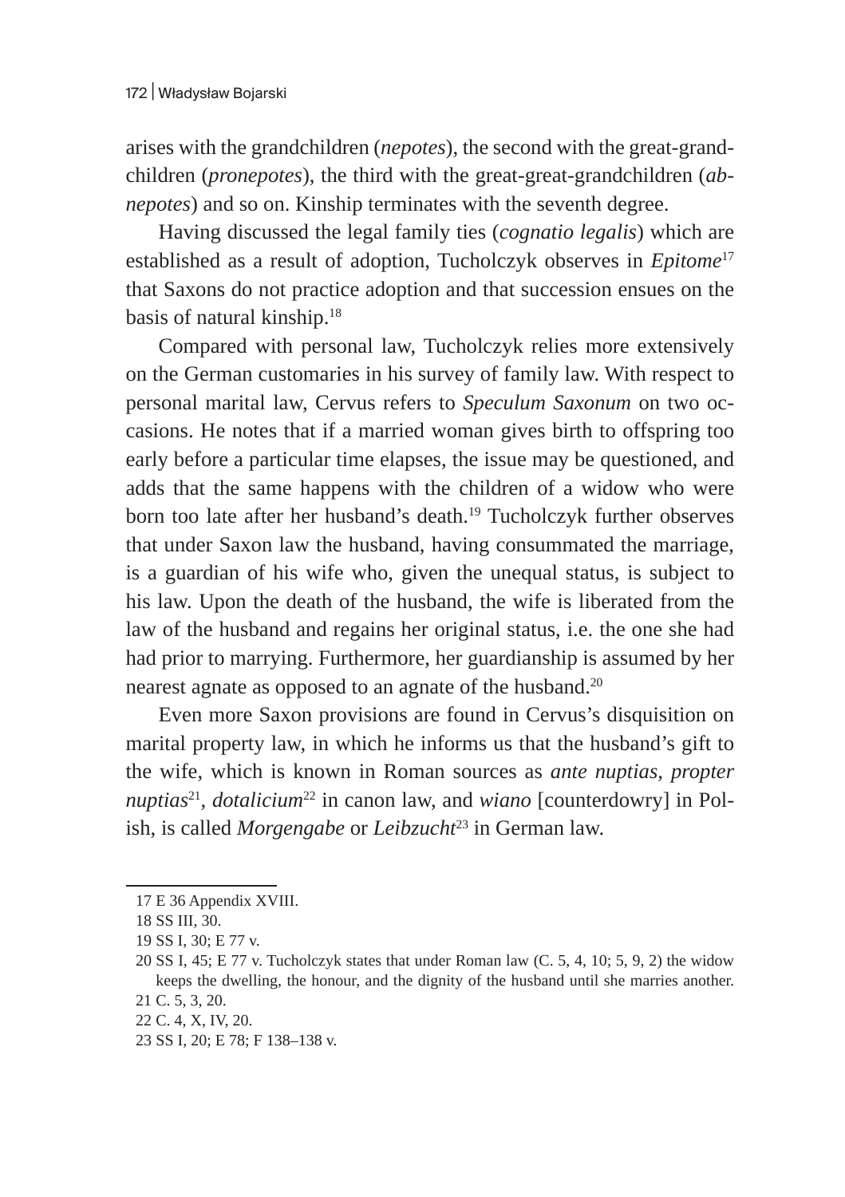arises with the grandchildren (*nepotes*), the second with the great-grandchildren (*pronepotes*), the third with the great-great-grandchildren (*abnepotes*) and so on. Kinship terminates with the seventh degree.

Having discussed the legal family ties (*cognatio legalis*) which are established as a result of adoption, Tucholczyk observes in *Epitome*[17] that Saxons do not practice adoption and that succession ensues on the basis of natural kinship.[18]

Compared with personal law, Tucholczyk relies more extensively on the German customaries in his survey of family law. With respect to personal marital law, Cervus refers to *Speculum Saxonum* on two occasions. He notes that if a married woman gives birth to offspring too early before a particular time elapses, the issue may be questioned, and adds that the same happens with the children of a widow who were born too late after her husband's death.[19] Tucholczyk further observes that under Saxon law the husband, having consummated the marriage, is a guardian of his wife who, given the unequal status, is subject to his law. Upon the death of the husband, the wife is liberated from the law of the husband and regains her original status, i.e. the one she had had prior to marrying. Furthermore, her guardianship is assumed by her nearest agnate as opposed to an agnate of the husband.[20]

Even more Saxon provisions are found in Cervus's disquisition on marital property law, in which he informs us that the husband's gift to the wife, which is known in Roman sources as *ante nuptias, propter nuptias*[21], *dotalicium*[22] in canon law, and *wiano* [counterdowry] in Polish, is called *Morgengabe* or *Leibzucht*[23] in German law.

---

17 E 36 Appendix XVIII.

18 SS III, 30.

19 SS I, 30; E 77 v.

20 SS I, 45; E 77 v. Tucholczyk states that under Roman law (C. 5, 4, 10; 5, 9, 2) the widow keeps the dwelling, the honour, and the dignity of the husband until she marries another.

21 C. 5, 3, 20.

22 C. 4, X, IV, 20.

23 SS I, 20; E 78; F 138–138 v.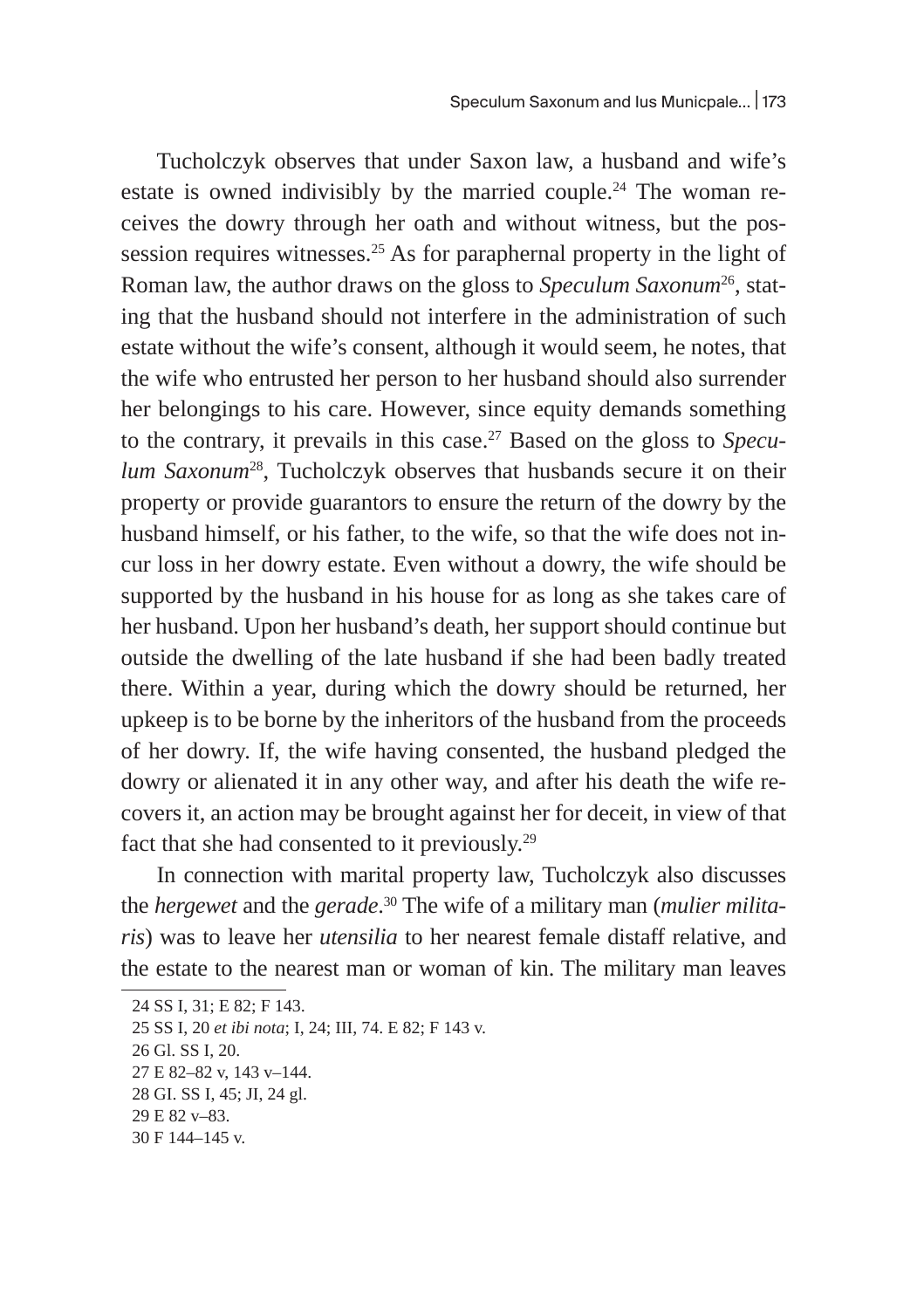Tucholczyk observes that under Saxon law, a husband and wife's estate is owned indivisibly by the married couple.[24] The woman receives the dowry through her oath and without witness, but the possession requires witnesses.[25] As for paraphernal property in the light of Roman law, the author draws on the gloss to *Speculum Saxonum*[26], stating that the husband should not interfere in the administration of such estate without the wife's consent, although it would seem, he notes, that the wife who entrusted her person to her husband should also surrender her belongings to his care. However, since equity demands something to the contrary, it prevails in this case.[27] Based on the gloss to *Speculum Saxonum*[28], Tucholczyk observes that husbands secure it on their property or provide guarantors to ensure the return of the dowry by the husband himself, or his father, to the wife, so that the wife does not incur loss in her dowry estate. Even without a dowry, the wife should be supported by the husband in his house for as long as she takes care of her husband. Upon her husband's death, her support should continue but outside the dwelling of the late husband if she had been badly treated there. Within a year, during which the dowry should be returned, her upkeep is to be borne by the inheritors of the husband from the proceeds of her dowry. If, the wife having consented, the husband pledged the dowry or alienated it in any other way, and after his death the wife recovers it, an action may be brought against her for deceit, in view of that fact that she had consented to it previously.[29]

In connection with marital property law, Tucholczyk also discusses the *hergewet* and the *gerade*.[30] The wife of a military man (*mulier militaris*) was to leave her *utensilia* to her nearest female distaff relative, and the estate to the nearest man or woman of kin. The military man leaves

---

24 SS I, 31; E 82; F 143.

25 SS I, 20 *et ibi nota*; I, 24; III, 74. E 82; F 143 v.

26 Gl. SS I, 20.

27 E 82–82 v, 143 v–144.

28 GI. SS I, 45; JI, 24 gl.

29 E 82 v–83.

30 F 144–145 v.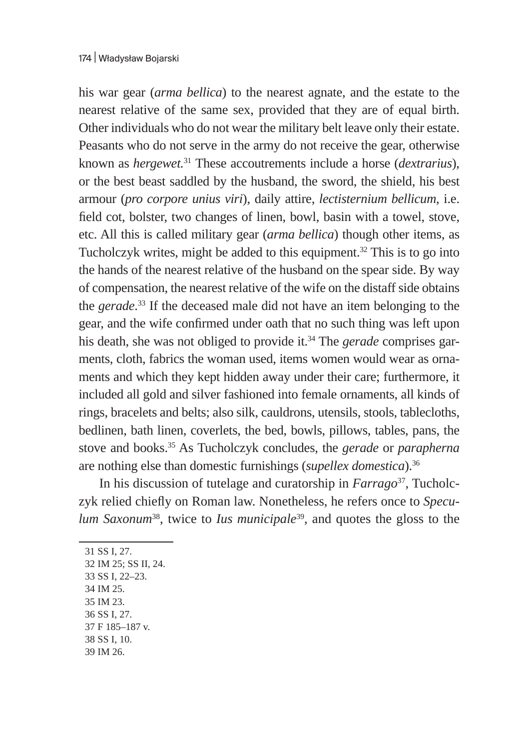his war gear (*arma bellica*) to the nearest agnate, and the estate to the nearest relative of the same sex, provided that they are of equal birth. Other individuals who do not wear the military belt leave only their estate. Peasants who do not serve in the army do not receive the gear, otherwise known as *hergewet.*[31] These accoutrements include a horse (*dextrarius*), or the best beast saddled by the husband, the sword, the shield, his best armour (*pro corpore unius viri*), daily attire, *lectisternium bellicum*, i.e. field cot, bolster, two changes of linen, bowl, basin with a towel, stove, etc. All this is called military gear (*arma bellica*) though other items, as Tucholczyk writes, might be added to this equipment.[32] This is to go into the hands of the nearest relative of the husband on the spear side. By way of compensation, the nearest relative of the wife on the distaff side obtains the *gerade*.[33] If the deceased male did not have an item belonging to the gear, and the wife confirmed under oath that no such thing was left upon his death, she was not obliged to provide it.[34] The *gerade* comprises garments, cloth, fabrics the woman used, items women would wear as ornaments and which they kept hidden away under their care; furthermore, it included all gold and silver fashioned into female ornaments, all kinds of rings, bracelets and belts; also silk, cauldrons, utensils, stools, tablecloths, bedlinen, bath linen, coverlets, the bed, bowls, pillows, tables, pans, the stove and books.[35] As Tucholczyk concludes, the *gerade* or *parapherna* are nothing else than domestic furnishings (*supellex domestica*).[36]

In his discussion of tutelage and curatorship in *Farrago*[37], Tucholczyk relied chiefly on Roman law. Nonetheless, he refers once to *Speculum Saxonum*[38], twice to *Ius municipale*[39], and quotes the gloss to the

31 SS I, 27.
32 IM 25; SS II, 24.
33 SS I, 22–23.
34 IM 25.
35 IM 23.
36 SS I, 27.
37 F 185–187 v.
38 SS I, 10.
39 IM 26.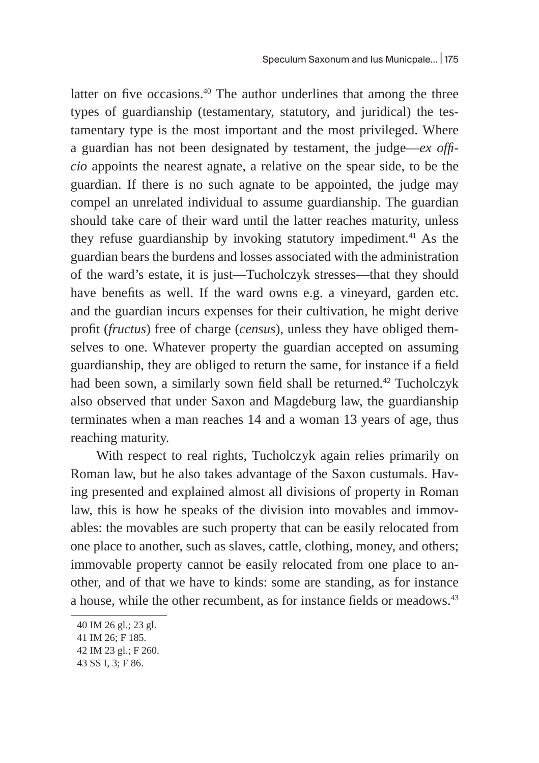latter on five occasions.[40] The author underlines that among the three types of guardianship (testamentary, statutory, and juridical) the testamentary type is the most important and the most privileged. Where a guardian has not been designated by testament, the judge—*ex officio* appoints the nearest agnate, a relative on the spear side, to be the guardian. If there is no such agnate to be appointed, the judge may compel an unrelated individual to assume guardianship. The guardian should take care of their ward until the latter reaches maturity, unless they refuse guardianship by invoking statutory impediment.[41] As the guardian bears the burdens and losses associated with the administration of the ward's estate, it is just—Tucholczyk stresses—that they should have benefits as well. If the ward owns e.g. a vineyard, garden etc. and the guardian incurs expenses for their cultivation, he might derive profit (*fructus*) free of charge (*census*), unless they have obliged themselves to one. Whatever property the guardian accepted on assuming guardianship, they are obliged to return the same, for instance if a field had been sown, a similarly sown field shall be returned.[42] Tucholczyk also observed that under Saxon and Magdeburg law, the guardianship terminates when a man reaches 14 and a woman 13 years of age, thus reaching maturity.

With respect to real rights, Tucholczyk again relies primarily on Roman law, but he also takes advantage of the Saxon custumals. Having presented and explained almost all divisions of property in Roman law, this is how he speaks of the division into movables and immovables: the movables are such property that can be easily relocated from one place to another, such as slaves, cattle, clothing, money, and others; immovable property cannot be easily relocated from one place to another, and of that we have to kinds: some are standing, as for instance a house, while the other recumbent, as for instance fields or meadows.[43]

40 IM 26 gl.; 23 gl.

41 IM 26; F 185.

42 IM 23 gl.; F 260.

43 SS I, 3; F 86.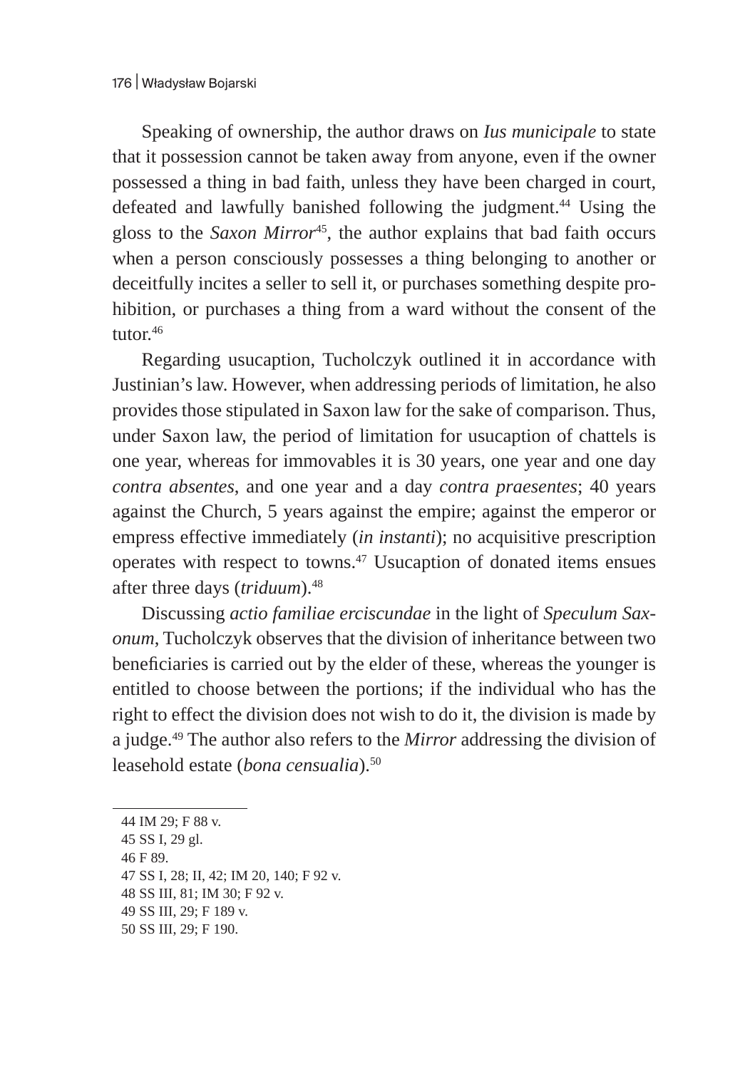Speaking of ownership, the author draws on *Ius municipale* to state that it possession cannot be taken away from anyone, even if the owner possessed a thing in bad faith, unless they have been charged in court, defeated and lawfully banished following the judgment.[44] Using the gloss to the *Saxon Mirror*[45], the author explains that bad faith occurs when a person consciously possesses a thing belonging to another or deceitfully incites a seller to sell it, or purchases something despite prohibition, or purchases a thing from a ward without the consent of the tutor.[46]

Regarding usucaption, Tucholczyk outlined it in accordance with Justinian's law. However, when addressing periods of limitation, he also provides those stipulated in Saxon law for the sake of comparison. Thus, under Saxon law, the period of limitation for usucaption of chattels is one year, whereas for immovables it is 30 years, one year and one day *contra absentes*, and one year and a day *contra praesentes*; 40 years against the Church, 5 years against the empire; against the emperor or empress effective immediately (*in instanti*); no acquisitive prescription operates with respect to towns.[47] Usucaption of donated items ensues after three days (*triduum*).[48]

Discussing *actio familiae erciscundae* in the light of *Speculum Saxonum*, Tucholczyk observes that the division of inheritance between two beneficiaries is carried out by the elder of these, whereas the younger is entitled to choose between the portions; if the individual who has the right to effect the division does not wish to do it, the division is made by a judge.[49] The author also refers to the *Mirror* addressing the division of leasehold estate (*bona censualia*).[50]

---

44 IM 29; F 88 v.

45 SS I, 29 gl.

46 F 89.

47 SS I, 28; II, 42; IM 20, 140; F 92 v.

48 SS III, 81; IM 30; F 92 v.

49 SS III, 29; F 189 v.

50 SS III, 29; F 190.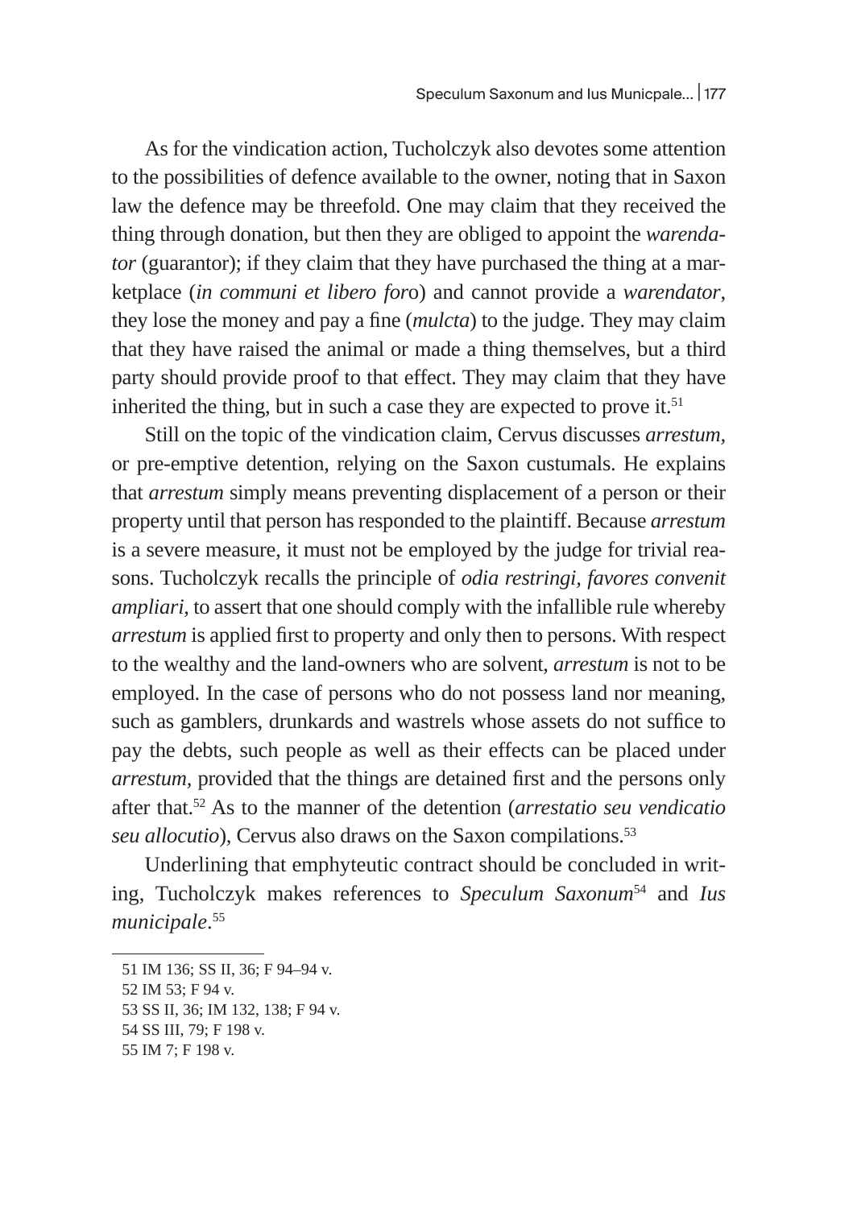As for the vindication action, Tucholczyk also devotes some attention to the possibilities of defence available to the owner, noting that in Saxon law the defence may be threefold. One may claim that they received the thing through donation, but then they are obliged to appoint the *warendator* (guarantor); if they claim that they have purchased the thing at a marketplace (*in communi et libero for*o) and cannot provide a *warendator*, they lose the money and pay a fine (*mulcta*) to the judge. They may claim that they have raised the animal or made a thing themselves, but a third party should provide proof to that effect. They may claim that they have inherited the thing, but in such a case they are expected to prove it.[51]

Still on the topic of the vindication claim, Cervus discusses *arrestum*, or pre-emptive detention, relying on the Saxon custumals. He explains that *arrestum* simply means preventing displacement of a person or their property until that person has responded to the plaintiff. Because *arrestum* is a severe measure, it must not be employed by the judge for trivial reasons. Tucholczyk recalls the principle of *odia restringi, favores convenit ampliari*, to assert that one should comply with the infallible rule whereby *arrestum* is applied first to property and only then to persons. With respect to the wealthy and the land-owners who are solvent, *arrestum* is not to be employed. In the case of persons who do not possess land nor meaning, such as gamblers, drunkards and wastrels whose assets do not suffice to pay the debts, such people as well as their effects can be placed under *arrestum*, provided that the things are detained first and the persons only after that.[52] As to the manner of the detention (*arrestatio seu vendicatio seu allocutio*), Cervus also draws on the Saxon compilations.[53]

Underlining that emphyteutic contract should be concluded in writing, Tucholczyk makes references to *Speculum Saxonum*[54] and *Ius municipale*.[55]

---

51 IM 136; SS II, 36; F 94–94 v.

52 IM 53; F 94 v.

53 SS II, 36; IM 132, 138; F 94 v.

54 SS III, 79; F 198 v.

55 IM 7; F 198 v.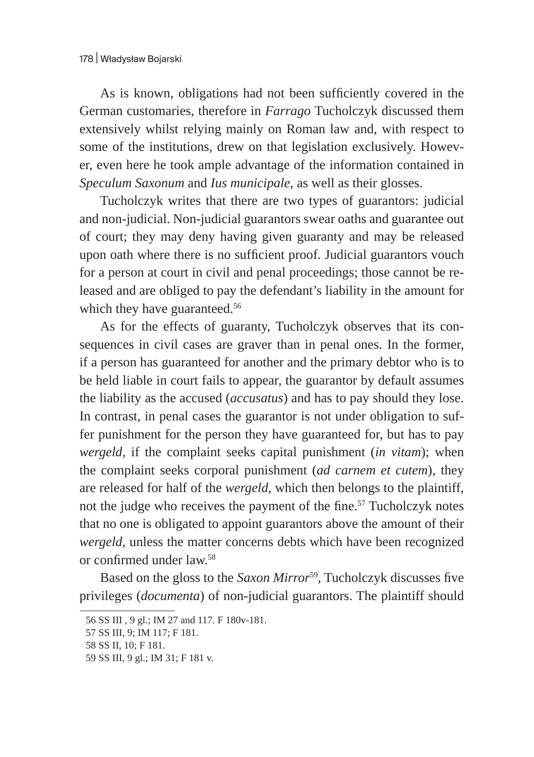As is known, obligations had not been sufficiently covered in the German customaries, therefore in *Farrago* Tucholczyk discussed them extensively whilst relying mainly on Roman law and, with respect to some of the institutions, drew on that legislation exclusively. However, even here he took ample advantage of the information contained in *Speculum Saxonum* and *Ius municipale*, as well as their glosses.

Tucholczyk writes that there are two types of guarantors: judicial and non-judicial. Non-judicial guarantors swear oaths and guarantee out of court; they may deny having given guaranty and may be released upon oath where there is no sufficient proof. Judicial guarantors vouch for a person at court in civil and penal proceedings; those cannot be released and are obliged to pay the defendant's liability in the amount for which they have guaranteed.[56]

As for the effects of guaranty, Tucholczyk observes that its consequences in civil cases are graver than in penal ones. In the former, if a person has guaranteed for another and the primary debtor who is to be held liable in court fails to appear, the guarantor by default assumes the liability as the accused (*accusatus*) and has to pay should they lose. In contrast, in penal cases the guarantor is not under obligation to suffer punishment for the person they have guaranteed for, but has to pay *wergeld*, if the complaint seeks capital punishment (*in vitam*); when the complaint seeks corporal punishment (*ad carnem et cutem*), they are released for half of the *wergeld*, which then belongs to the plaintiff, not the judge who receives the payment of the fine.[57] Tucholczyk notes that no one is obligated to appoint guarantors above the amount of their *wergeld*, unless the matter concerns debts which have been recognized or confirmed under law.[58]

Based on the gloss to the *Saxon Mirror*[59], Tucholczyk discusses five privileges (*documenta*) of non-judicial guarantors. The plaintiff should

---

56 SS III , 9 gl.; IM 27 and 117. F 180v-181.

57 SS III, 9; IM 117; F 181.

58 SS II, 10; F 181.

59 SS III, 9 gl.; IM 31; F 181 v.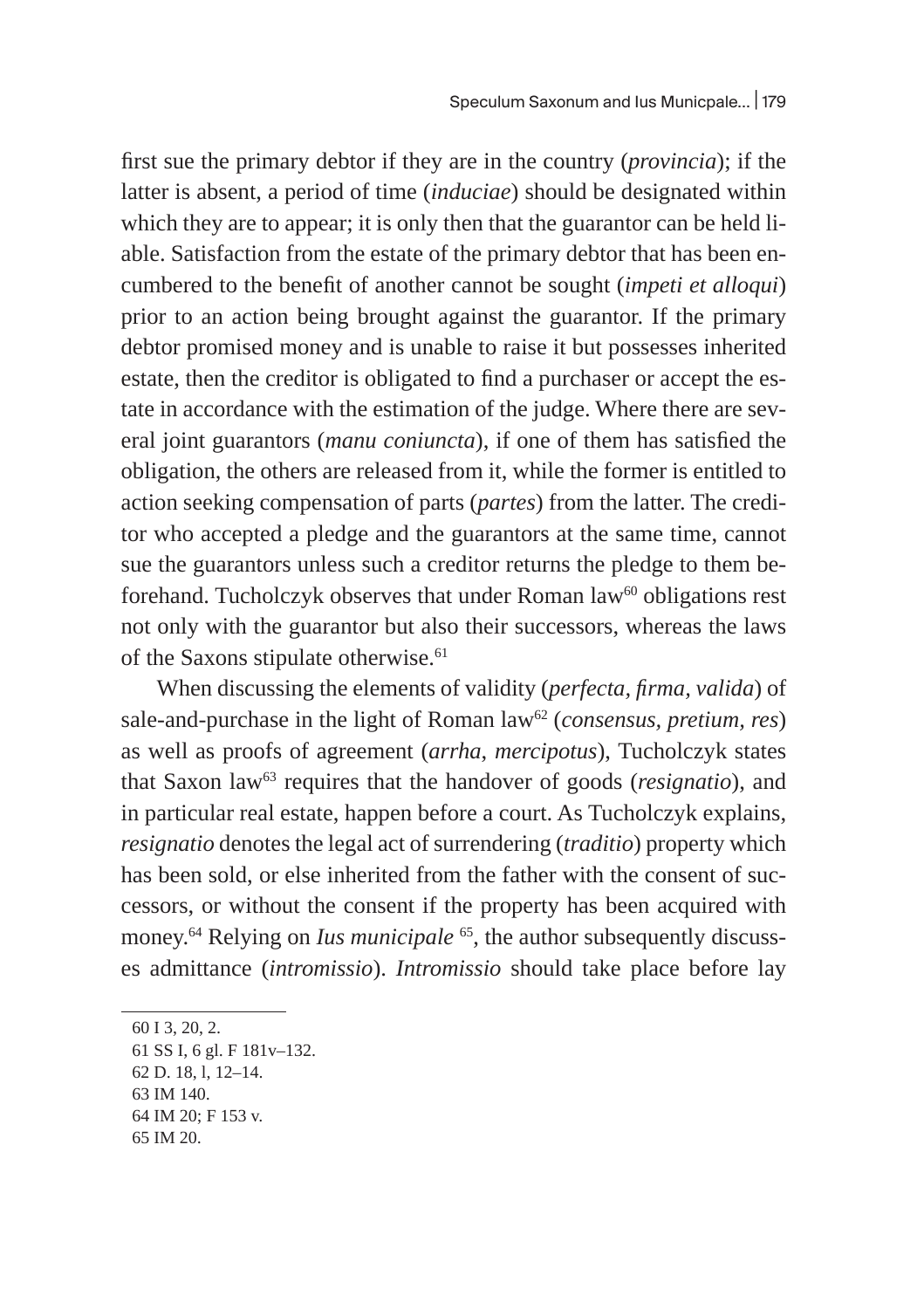first sue the primary debtor if they are in the country (*provincia*); if the latter is absent, a period of time (*induciae*) should be designated within which they are to appear; it is only then that the guarantor can be held liable. Satisfaction from the estate of the primary debtor that has been encumbered to the benefit of another cannot be sought (*impeti et alloqui*) prior to an action being brought against the guarantor. If the primary debtor promised money and is unable to raise it but possesses inherited estate, then the creditor is obligated to find a purchaser or accept the estate in accordance with the estimation of the judge. Where there are several joint guarantors (*manu coniuncta*), if one of them has satisfied the obligation, the others are released from it, while the former is entitled to action seeking compensation of parts (*partes*) from the latter. The creditor who accepted a pledge and the guarantors at the same time, cannot sue the guarantors unless such a creditor returns the pledge to them beforehand. Tucholczyk observes that under Roman law[60] obligations rest not only with the guarantor but also their successors, whereas the laws of the Saxons stipulate otherwise.[61]

When discussing the elements of validity (*perfecta, firma, valida*) of sale-and-purchase in the light of Roman law[62] (*consensus, pretium, res*) as well as proofs of agreement (*arrha, mercipotus*), Tucholczyk states that Saxon law[63] requires that the handover of goods (*resignatio*), and in particular real estate, happen before a court. As Tucholczyk explains, *resignatio* denotes the legal act of surrendering (*traditio*) property which has been sold, or else inherited from the father with the consent of successors, or without the consent if the property has been acquired with money.[64] Relying on *Ius municipale* [65], the author subsequently discusses admittance (*intromissio*). *Intromissio* should take place before lay

60 I 3, 20, 2.

61 SS I, 6 gl. F 181v–132.

62 D. 18, l, 12–14.

63 IM 140.

64 IM 20; F 153 v.

65 IM 20.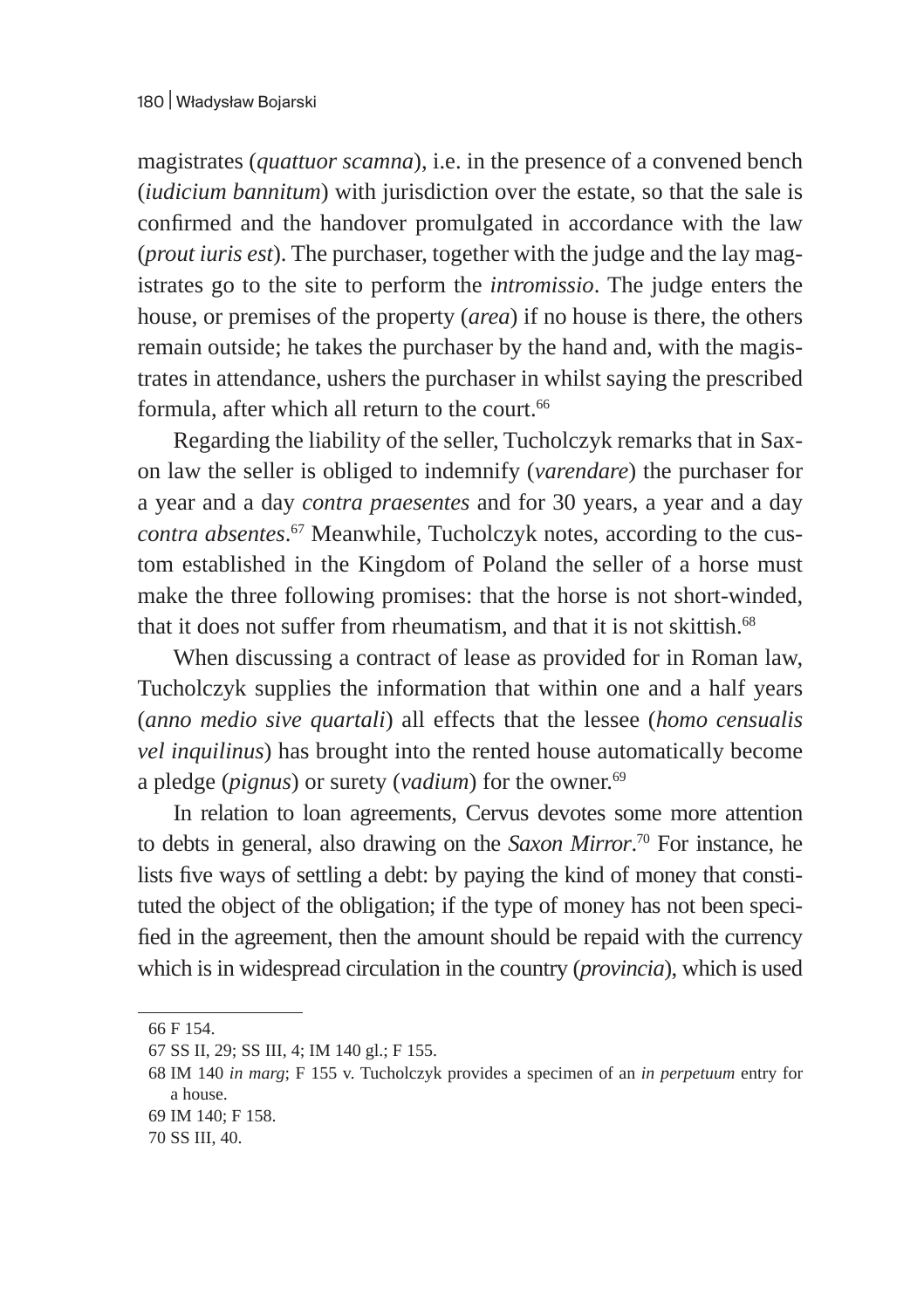magistrates (*quattuor scamna*), i.e. in the presence of a convened bench (*iudicium bannitum*) with jurisdiction over the estate, so that the sale is confirmed and the handover promulgated in accordance with the law (*prout iuris est*). The purchaser, together with the judge and the lay magistrates go to the site to perform the *intromissio*. The judge enters the house, or premises of the property (*area*) if no house is there, the others remain outside; he takes the purchaser by the hand and, with the magistrates in attendance, ushers the purchaser in whilst saying the prescribed formula, after which all return to the court.[66]

Regarding the liability of the seller, Tucholczyk remarks that in Saxon law the seller is obliged to indemnify (*varendare*) the purchaser for a year and a day *contra praesentes* and for 30 years, a year and a day *contra absentes*.[67] Meanwhile, Tucholczyk notes, according to the custom established in the Kingdom of Poland the seller of a horse must make the three following promises: that the horse is not short-winded, that it does not suffer from rheumatism, and that it is not skittish.[68]

When discussing a contract of lease as provided for in Roman law, Tucholczyk supplies the information that within one and a half years (*anno medio sive quartali*) all effects that the lessee (*homo censualis vel inquilinus*) has brought into the rented house automatically become a pledge (*pignus*) or surety (*vadium*) for the owner.[69]

In relation to loan agreements, Cervus devotes some more attention to debts in general, also drawing on the *Saxon Mirror*.[70] For instance, he lists five ways of settling a debt: by paying the kind of money that constituted the object of the obligation; if the type of money has not been specified in the agreement, then the amount should be repaid with the currency which is in widespread circulation in the country (*provincia*), which is used

---

66 F 154.

67 SS II, 29; SS III, 4; IM 140 gl.; F 155.

68 IM 140 *in marg*; F 155 v. Tucholczyk provides a specimen of an *in perpetuum* entry for a house.

69 IM 140; F 158.

70 SS III, 40.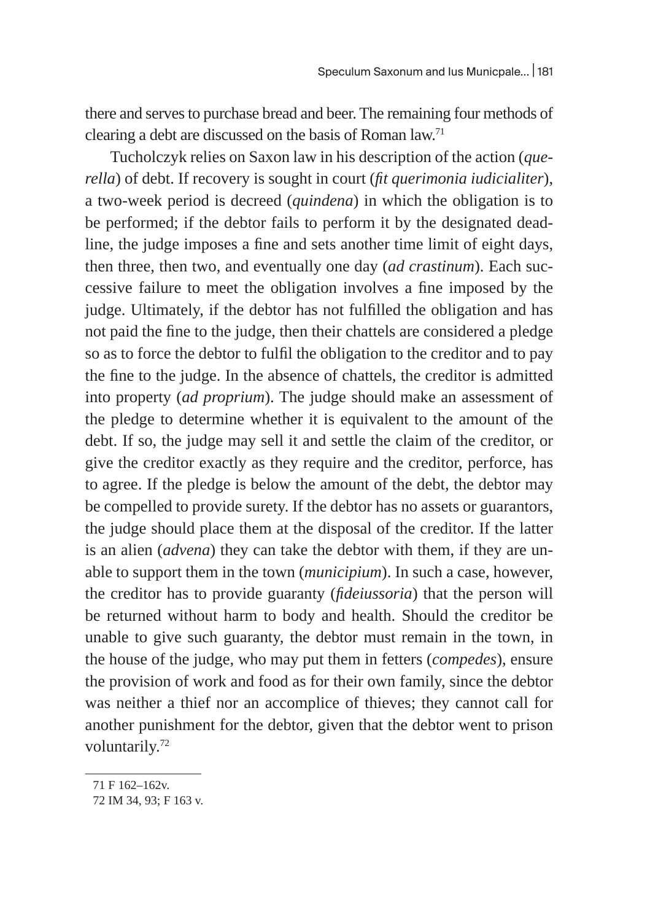there and serves to purchase bread and beer. The remaining four methods of clearing a debt are discussed on the basis of Roman law.[71]

Tucholczyk relies on Saxon law in his description of the action (*querella*) of debt. If recovery is sought in court (*fit querimonia iudicialiter*), a two-week period is decreed (*quindena*) in which the obligation is to be performed; if the debtor fails to perform it by the designated deadline, the judge imposes a fine and sets another time limit of eight days, then three, then two, and eventually one day (*ad crastinum*). Each successive failure to meet the obligation involves a fine imposed by the judge. Ultimately, if the debtor has not fulfilled the obligation and has not paid the fine to the judge, then their chattels are considered a pledge so as to force the debtor to fulfil the obligation to the creditor and to pay the fine to the judge. In the absence of chattels, the creditor is admitted into property (*ad proprium*). The judge should make an assessment of the pledge to determine whether it is equivalent to the amount of the debt. If so, the judge may sell it and settle the claim of the creditor, or give the creditor exactly as they require and the creditor, perforce, has to agree. If the pledge is below the amount of the debt, the debtor may be compelled to provide surety. If the debtor has no assets or guarantors, the judge should place them at the disposal of the creditor. If the latter is an alien (*advena*) they can take the debtor with them, if they are unable to support them in the town (*municipium*). In such a case, however, the creditor has to provide guaranty (*fideiussoria*) that the person will be returned without harm to body and health. Should the creditor be unable to give such guaranty, the debtor must remain in the town, in the house of the judge, who may put them in fetters (*compedes*), ensure the provision of work and food as for their own family, since the debtor was neither a thief nor an accomplice of thieves; they cannot call for another punishment for the debtor, given that the debtor went to prison voluntarily.[72]

---

71 F 162–162v.

72 IM 34, 93; F 163 v.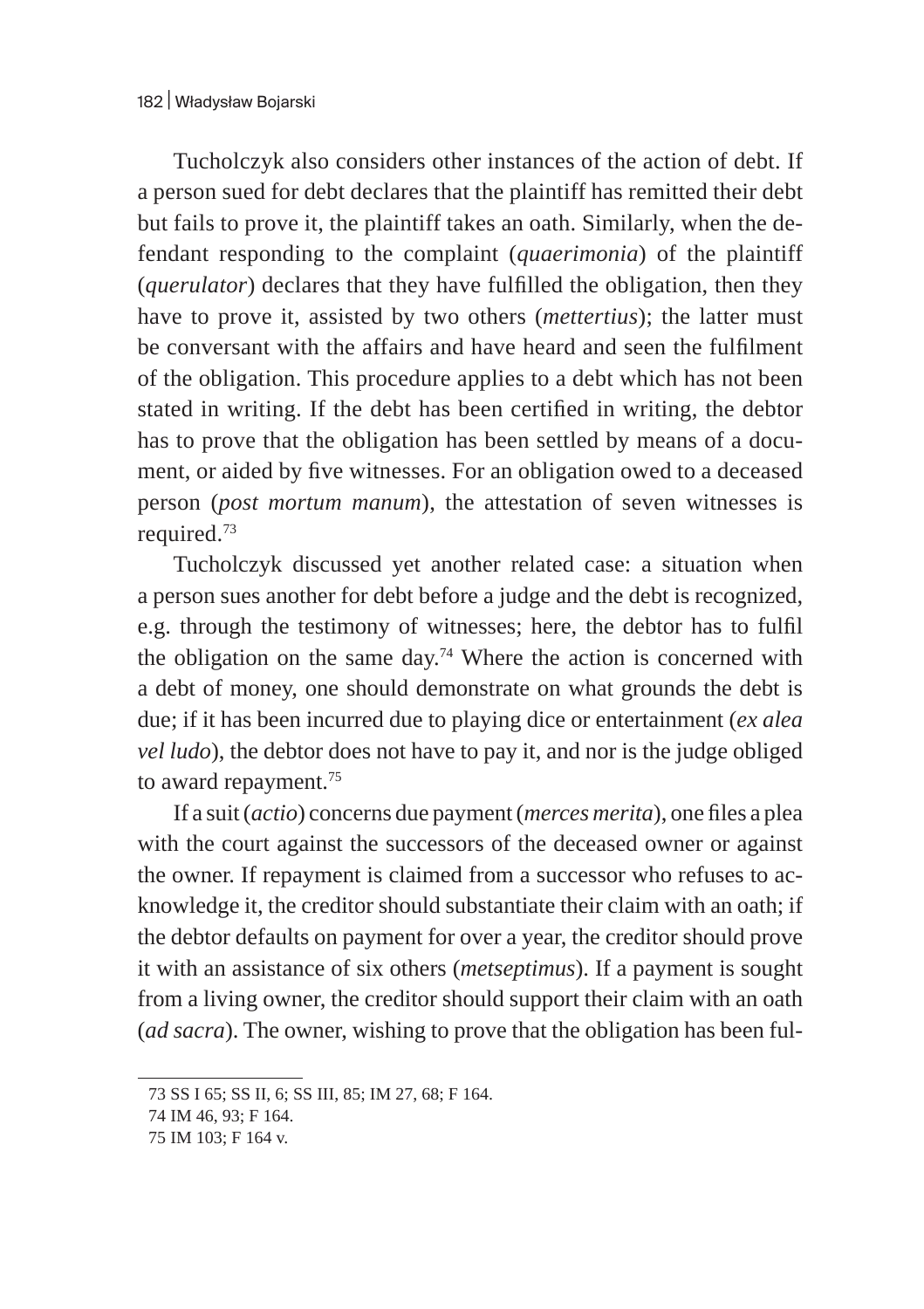Tucholczyk also considers other instances of the action of debt. If a person sued for debt declares that the plaintiff has remitted their debt but fails to prove it, the plaintiff takes an oath. Similarly, when the defendant responding to the complaint (*quaerimonia*) of the plaintiff (*querulator*) declares that they have fulfilled the obligation, then they have to prove it, assisted by two others (*mettertius*); the latter must be conversant with the affairs and have heard and seen the fulfilment of the obligation. This procedure applies to a debt which has not been stated in writing. If the debt has been certified in writing, the debtor has to prove that the obligation has been settled by means of a document, or aided by five witnesses. For an obligation owed to a deceased person (*post mortum manum*), the attestation of seven witnesses is required.[73]

Tucholczyk discussed yet another related case: a situation when a person sues another for debt before a judge and the debt is recognized, e.g. through the testimony of witnesses; here, the debtor has to fulfil the obligation on the same day.[74] Where the action is concerned with a debt of money, one should demonstrate on what grounds the debt is due; if it has been incurred due to playing dice or entertainment (*ex alea vel ludo*), the debtor does not have to pay it, and nor is the judge obliged to award repayment.[75]

If a suit (*actio*) concerns due payment (*merces merita*), one files a plea with the court against the successors of the deceased owner or against the owner. If repayment is claimed from a successor who refuses to acknowledge it, the creditor should substantiate their claim with an oath; if the debtor defaults on payment for over a year, the creditor should prove it with an assistance of six others (*metseptimus*). If a payment is sought from a living owner, the creditor should support their claim with an oath (*ad sacra*). The owner, wishing to prove that the obligation has been ful-

73 SS I 65; SS II, 6; SS III, 85; IM 27, 68; F 164.

74 IM 46, 93; F 164.

75 IM 103; F 164 v.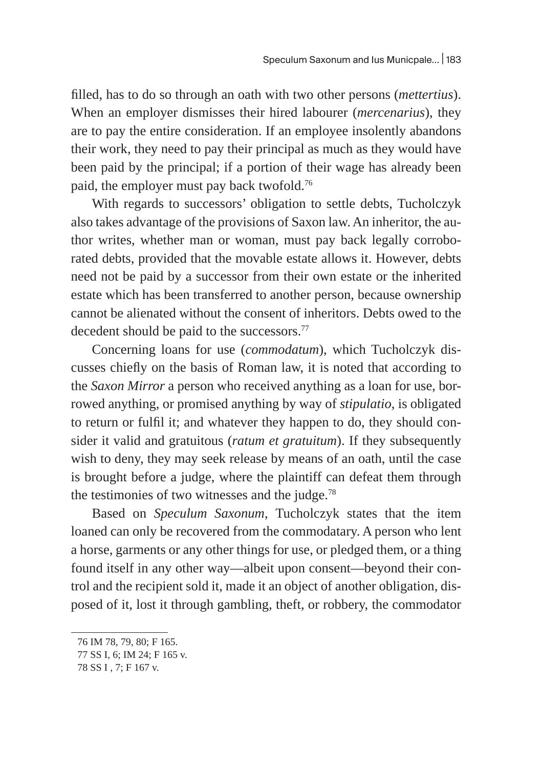filled, has to do so through an oath with two other persons (*mettertius*). When an employer dismisses their hired labourer (*mercenarius*), they are to pay the entire consideration. If an employee insolently abandons their work, they need to pay their principal as much as they would have been paid by the principal; if a portion of their wage has already been paid, the employer must pay back twofold.[76]

With regards to successors' obligation to settle debts, Tucholczyk also takes advantage of the provisions of Saxon law. An inheritor, the author writes, whether man or woman, must pay back legally corroborated debts, provided that the movable estate allows it. However, debts need not be paid by a successor from their own estate or the inherited estate which has been transferred to another person, because ownership cannot be alienated without the consent of inheritors. Debts owed to the decedent should be paid to the successors.[77]

Concerning loans for use (*commodatum*), which Tucholczyk discusses chiefly on the basis of Roman law, it is noted that according to the *Saxon Mirror* a person who received anything as a loan for use, borrowed anything, or promised anything by way of *stipulatio*, is obligated to return or fulfil it; and whatever they happen to do, they should consider it valid and gratuitous (*ratum et gratuitum*). If they subsequently wish to deny, they may seek release by means of an oath, until the case is brought before a judge, where the plaintiff can defeat them through the testimonies of two witnesses and the judge.[78]

Based on *Speculum Saxonum*, Tucholczyk states that the item loaned can only be recovered from the commodatary. A person who lent a horse, garments or any other things for use, or pledged them, or a thing found itself in any other way—albeit upon consent—beyond their control and the recipient sold it, made it an object of another obligation, disposed of it, lost it through gambling, theft, or robbery, the commodator

---

76 IM 78, 79, 80; F 165.

77 SS I, 6; IM 24; F 165 v.

78 SS I , 7; F 167 v.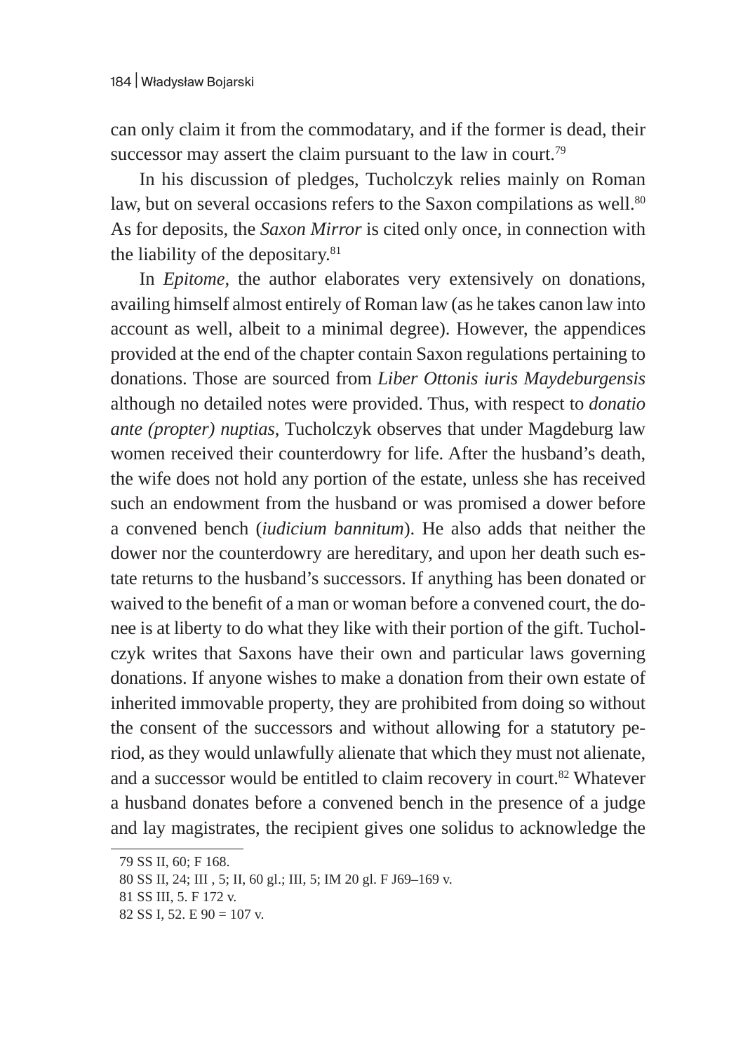can only claim it from the commodatary, and if the former is dead, their successor may assert the claim pursuant to the law in court.[79]

In his discussion of pledges, Tucholczyk relies mainly on Roman law, but on several occasions refers to the Saxon compilations as well.[80] As for deposits, the *Saxon Mirror* is cited only once, in connection with the liability of the depositary.[81]

In *Epitome*, the author elaborates very extensively on donations, availing himself almost entirely of Roman law (as he takes canon law into account as well, albeit to a minimal degree). However, the appendices provided at the end of the chapter contain Saxon regulations pertaining to donations. Those are sourced from *Liber Ottonis iuris Maydeburgensis* although no detailed notes were provided. Thus, with respect to *donatio ante (propter) nuptias*, Tucholczyk observes that under Magdeburg law women received their counterdowry for life. After the husband's death, the wife does not hold any portion of the estate, unless she has received such an endowment from the husband or was promised a dower before a convened bench (*iudicium bannitum*). He also adds that neither the dower nor the counterdowry are hereditary, and upon her death such estate returns to the husband's successors. If anything has been donated or waived to the benefit of a man or woman before a convened court, the donee is at liberty to do what they like with their portion of the gift. Tucholczyk writes that Saxons have their own and particular laws governing donations. If anyone wishes to make a donation from their own estate of inherited immovable property, they are prohibited from doing so without the consent of the successors and without allowing for a statutory period, as they would unlawfully alienate that which they must not alienate, and a successor would be entitled to claim recovery in court.[82] Whatever a husband donates before a convened bench in the presence of a judge and lay magistrates, the recipient gives one solidus to acknowledge the

---

79 SS II, 60; F 168.

80 SS II, 24; III , 5; II, 60 gl.; III, 5; IM 20 gl. F J69–169 v.

81 SS III, 5. F 172 v.

82 SS I, 52. E 90 = 107 v.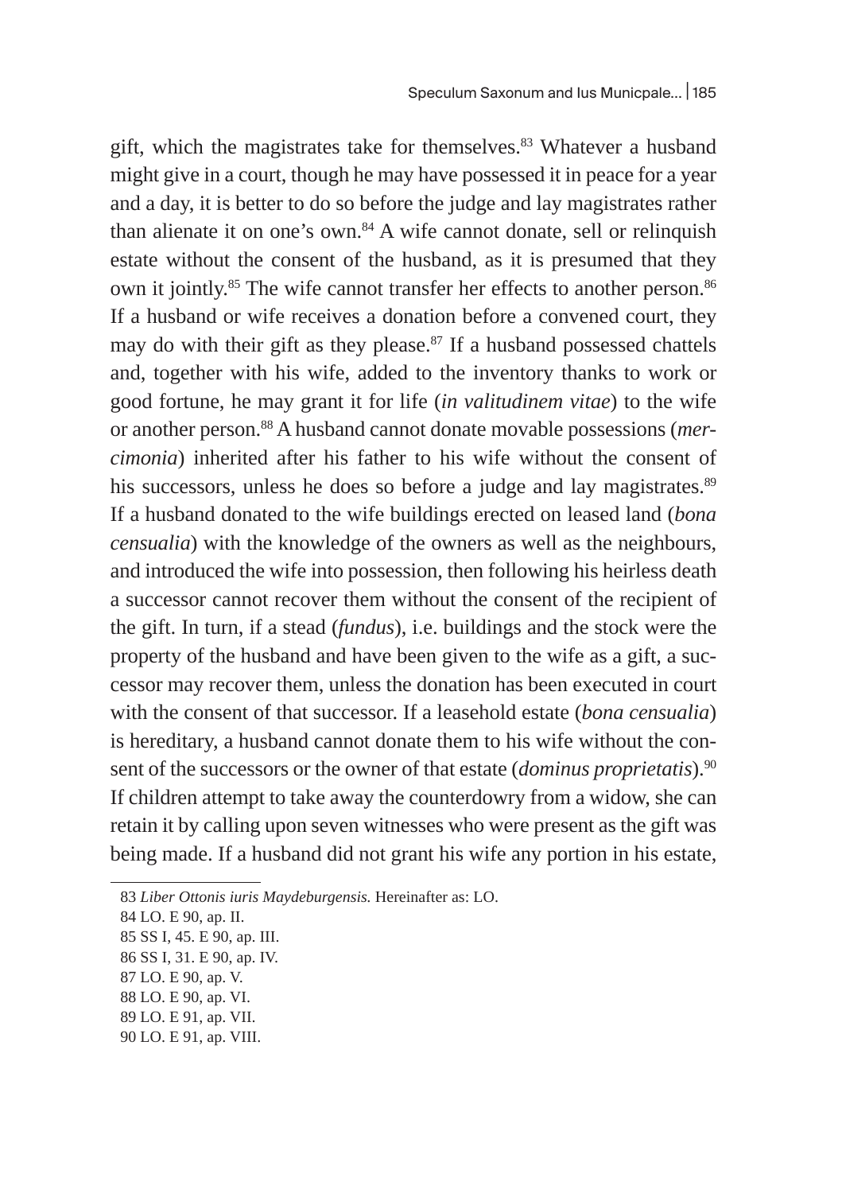gift, which the magistrates take for themselves.[83] Whatever a husband might give in a court, though he may have possessed it in peace for a year and a day, it is better to do so before the judge and lay magistrates rather than alienate it on one's own.[84] A wife cannot donate, sell or relinquish estate without the consent of the husband, as it is presumed that they own it jointly.[85] The wife cannot transfer her effects to another person.[86] If a husband or wife receives a donation before a convened court, they may do with their gift as they please.[87] If a husband possessed chattels and, together with his wife, added to the inventory thanks to work or good fortune, he may grant it for life (*in valitudinem vitae*) to the wife or another person.[88] A husband cannot donate movable possessions (*mercimonia*) inherited after his father to his wife without the consent of his successors, unless he does so before a judge and lay magistrates.[89] If a husband donated to the wife buildings erected on leased land (*bona censualia*) with the knowledge of the owners as well as the neighbours, and introduced the wife into possession, then following his heirless death a successor cannot recover them without the consent of the recipient of the gift. In turn, if a stead (*fundus*), i.e. buildings and the stock were the property of the husband and have been given to the wife as a gift, a successor may recover them, unless the donation has been executed in court with the consent of that successor. If a leasehold estate (*bona censualia*) is hereditary, a husband cannot donate them to his wife without the consent of the successors or the owner of that estate (*dominus proprietatis*).[90] If children attempt to take away the counterdowry from a widow, she can retain it by calling upon seven witnesses who were present as the gift was being made. If a husband did not grant his wife any portion in his estate,

---

83 *Liber Ottonis iuris Maydeburgensis.* Hereinafter as: LO.

84 LO. E 90, ap. II.

85 SS I, 45. E 90, ap. III.

86 SS I, 31. E 90, ap. IV.

87 LO. E 90, ap. V.

88 LO. E 90, ap. VI.

89 LO. E 91, ap. VII.

90 LO. E 91, ap. VIII.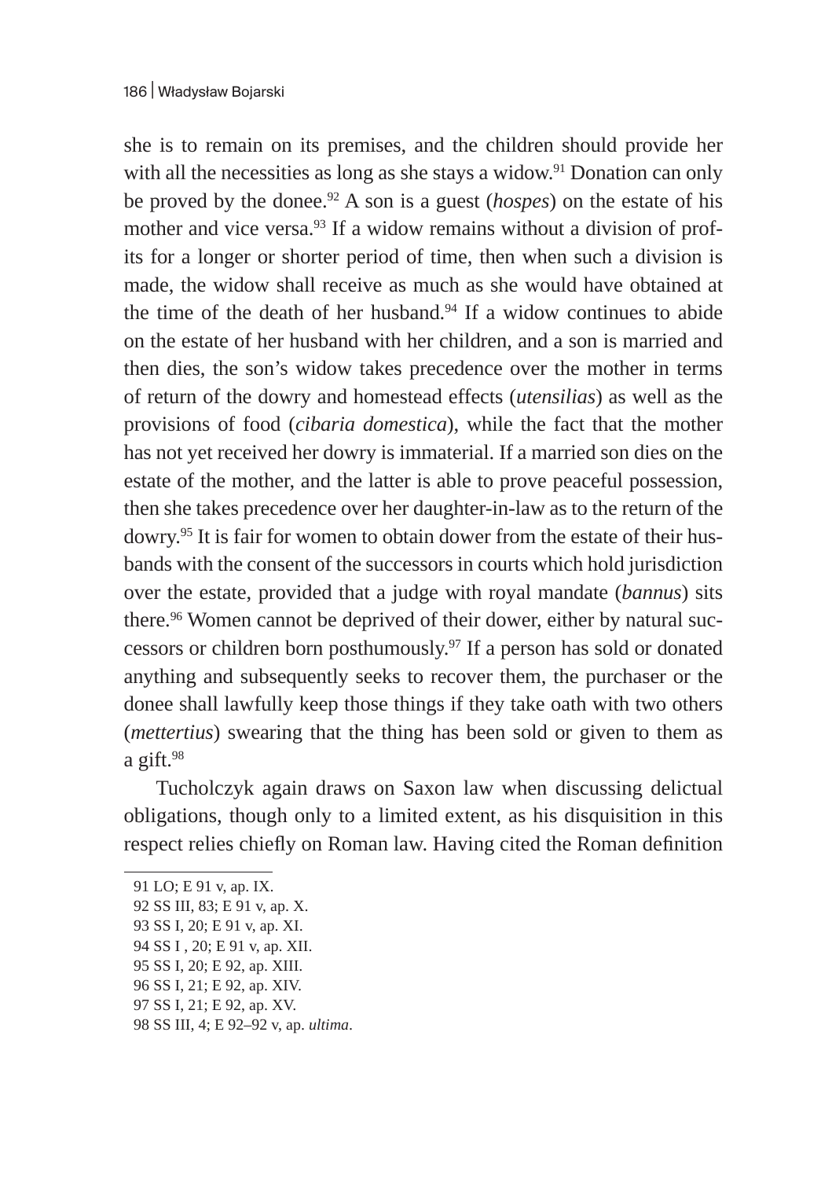she is to remain on its premises, and the children should provide her with all the necessities as long as she stays a widow.[91] Donation can only be proved by the donee.[92] A son is a guest (*hospes*) on the estate of his mother and vice versa.[93] If a widow remains without a division of profits for a longer or shorter period of time, then when such a division is made, the widow shall receive as much as she would have obtained at the time of the death of her husband.[94] If a widow continues to abide on the estate of her husband with her children, and a son is married and then dies, the son's widow takes precedence over the mother in terms of return of the dowry and homestead effects (*utensilias*) as well as the provisions of food (*cibaria domestica*), while the fact that the mother has not yet received her dowry is immaterial. If a married son dies on the estate of the mother, and the latter is able to prove peaceful possession, then she takes precedence over her daughter-in-law as to the return of the dowry.[95] It is fair for women to obtain dower from the estate of their husbands with the consent of the successors in courts which hold jurisdiction over the estate, provided that a judge with royal mandate (*bannus*) sits there.[96] Women cannot be deprived of their dower, either by natural successors or children born posthumously.[97] If a person has sold or donated anything and subsequently seeks to recover them, the purchaser or the donee shall lawfully keep those things if they take oath with two others (*mettertius*) swearing that the thing has been sold or given to them as a gift.[98]

Tucholczyk again draws on Saxon law when discussing delictual obligations, though only to a limited extent, as his disquisition in this respect relies chiefly on Roman law. Having cited the Roman definition

---

91 LO; E 91 v, ap. IX.

92 SS III, 83; E 91 v, ap. X.

93 SS I, 20; E 91 v, ap. XI.

94 SS I , 20; E 91 v, ap. XII.

95 SS I, 20; E 92, ap. XIII.

96 SS I, 21; E 92, ap. XIV.

97 SS I, 21; E 92, ap. XV.

98 SS III, 4; E 92–92 v, ap. *ultima*.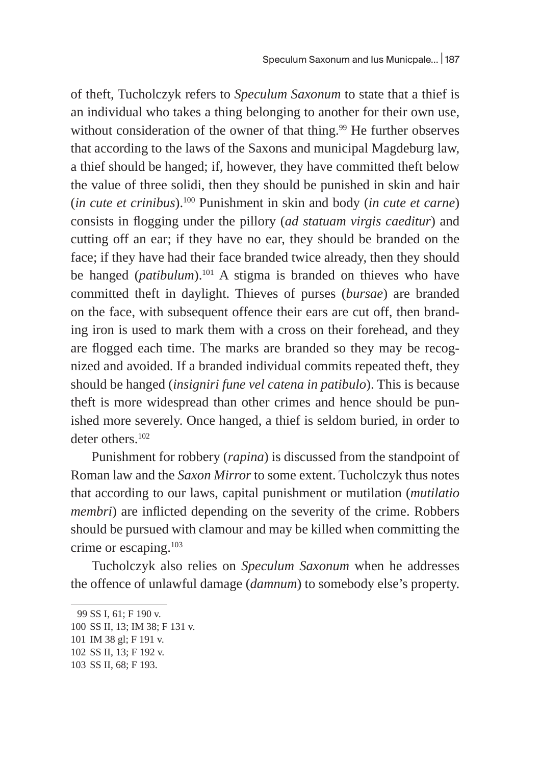of theft, Tucholczyk refers to *Speculum Saxonum* to state that a thief is an individual who takes a thing belonging to another for their own use, without consideration of the owner of that thing.[99] He further observes that according to the laws of the Saxons and municipal Magdeburg law, a thief should be hanged; if, however, they have committed theft below the value of three solidi, then they should be punished in skin and hair (*in cute et crinibus*).[100] Punishment in skin and body (*in cute et carne*) consists in flogging under the pillory (*ad statuam virgis caeditur*) and cutting off an ear; if they have no ear, they should be branded on the face; if they have had their face branded twice already, then they should be hanged (*patibulum*).[101] A stigma is branded on thieves who have committed theft in daylight. Thieves of purses (*bursae*) are branded on the face, with subsequent offence their ears are cut off, then branding iron is used to mark them with a cross on their forehead, and they are flogged each time. The marks are branded so they may be recognized and avoided. If a branded individual commits repeated theft, they should be hanged (*insigniri fune vel catena in patibulo*). This is because theft is more widespread than other crimes and hence should be punished more severely. Once hanged, a thief is seldom buried, in order to deter others.[102]

Punishment for robbery (*rapina*) is discussed from the standpoint of Roman law and the *Saxon Mirror* to some extent. Tucholczyk thus notes that according to our laws, capital punishment or mutilation (*mutilatio membri*) are inflicted depending on the severity of the crime. Robbers should be pursued with clamour and may be killed when committing the crime or escaping.[103]

Tucholczyk also relies on *Speculum Saxonum* when he addresses the offence of unlawful damage (*damnum*) to somebody else's property.

---

99 SS I, 61; F 190 v.
100 SS II, 13; IM 38; F 131 v.
101 IM 38 gl; F 191 v.
102 SS II, 13; F 192 v.
103 SS II, 68; F 193.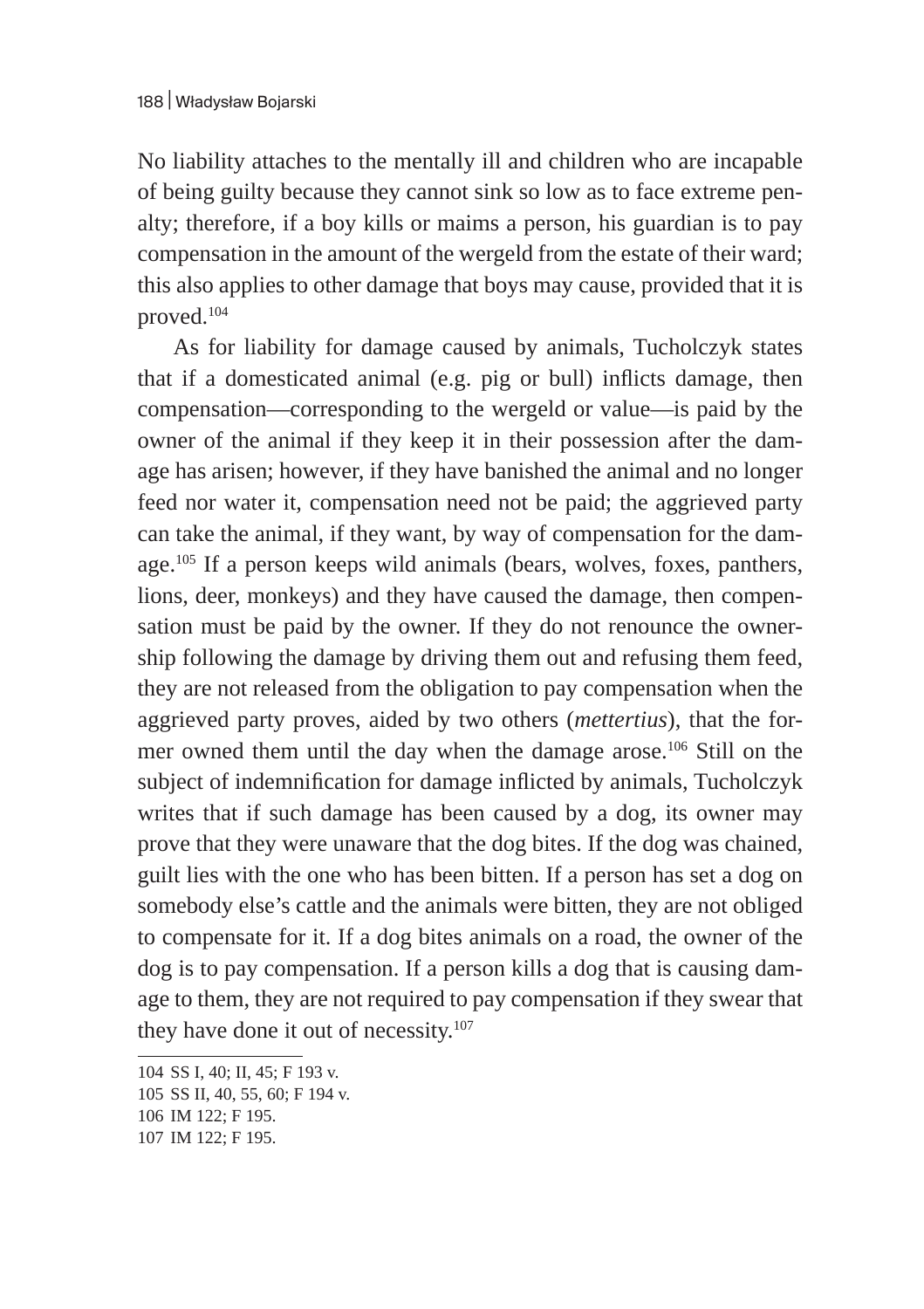No liability attaches to the mentally ill and children who are incapable of being guilty because they cannot sink so low as to face extreme penalty; therefore, if a boy kills or maims a person, his guardian is to pay compensation in the amount of the wergeld from the estate of their ward; this also applies to other damage that boys may cause, provided that it is proved.[104]

As for liability for damage caused by animals, Tucholczyk states that if a domesticated animal (e.g. pig or bull) inflicts damage, then compensation—corresponding to the wergeld or value—is paid by the owner of the animal if they keep it in their possession after the damage has arisen; however, if they have banished the animal and no longer feed nor water it, compensation need not be paid; the aggrieved party can take the animal, if they want, by way of compensation for the damage.[105] If a person keeps wild animals (bears, wolves, foxes, panthers, lions, deer, monkeys) and they have caused the damage, then compensation must be paid by the owner. If they do not renounce the ownership following the damage by driving them out and refusing them feed, they are not released from the obligation to pay compensation when the aggrieved party proves, aided by two others (*mettertius*), that the former owned them until the day when the damage arose.[106] Still on the subject of indemnification for damage inflicted by animals, Tucholczyk writes that if such damage has been caused by a dog, its owner may prove that they were unaware that the dog bites. If the dog was chained, guilt lies with the one who has been bitten. If a person has set a dog on somebody else's cattle and the animals were bitten, they are not obliged to compensate for it. If a dog bites animals on a road, the owner of the dog is to pay compensation. If a person kills a dog that is causing damage to them, they are not required to pay compensation if they swear that they have done it out of necessity.[107]

---

104 SS I, 40; II, 45; F 193 v.

105 SS II, 40, 55, 60; F 194 v.

106 IM 122; F 195.

107 IM 122; F 195.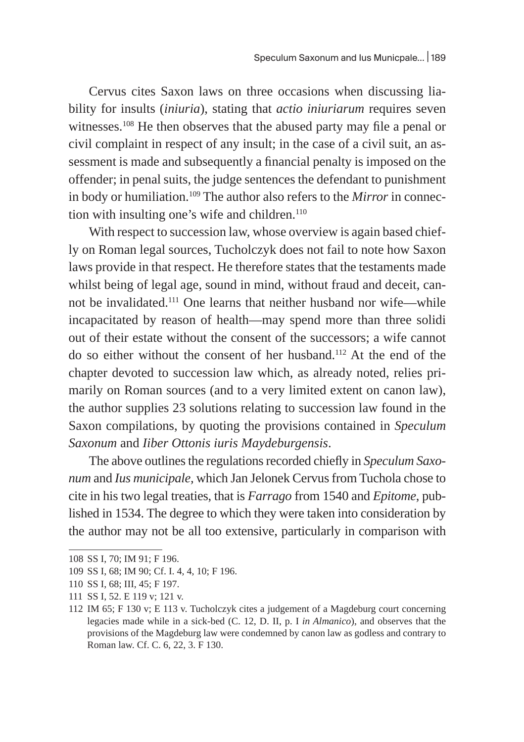Cervus cites Saxon laws on three occasions when discussing liability for insults (*iniuria*), stating that *actio iniuriarum* requires seven witnesses.[108] He then observes that the abused party may file a penal or civil complaint in respect of any insult; in the case of a civil suit, an assessment is made and subsequently a financial penalty is imposed on the offender; in penal suits, the judge sentences the defendant to punishment in body or humiliation.[109] The author also refers to the *Mirror* in connection with insulting one's wife and children.[110]

With respect to succession law, whose overview is again based chiefly on Roman legal sources, Tucholczyk does not fail to note how Saxon laws provide in that respect. He therefore states that the testaments made whilst being of legal age, sound in mind, without fraud and deceit, cannot be invalidated.[111] One learns that neither husband nor wife—while incapacitated by reason of health—may spend more than three solidi out of their estate without the consent of the successors; a wife cannot do so either without the consent of her husband.[112] At the end of the chapter devoted to succession law which, as already noted, relies primarily on Roman sources (and to a very limited extent on canon law), the author supplies 23 solutions relating to succession law found in the Saxon compilations, by quoting the provisions contained in *Speculum Saxonum* and *Iiber Ottonis iuris Maydeburgensis*.

The above outlines the regulations recorded chiefly in *Speculum Saxonum* and *Ius municipale*, which Jan Jelonek Cervus from Tuchola chose to cite in his two legal treaties, that is *Farrago* from 1540 and *Epitome*, published in 1534. The degree to which they were taken into consideration by the author may not be all too extensive, particularly in comparison with

---

108 SS I, 70; IM 91; F 196.

109 SS I, 68; IM 90; Cf. I. 4, 4, 10; F 196.

110 SS I, 68; III, 45; F 197.

111 SS I, 52. E 119 v; 121 v.

112 IM 65; F 130 v; E 113 v. Tucholczyk cites a judgement of a Magdeburg court concerning legacies made while in a sick-bed (C. 12, D. II, p. I *in Almanico*), and observes that the provisions of the Magdeburg law were condemned by canon law as godless and contrary to Roman law. Cf. C. 6, 22, 3. F 130.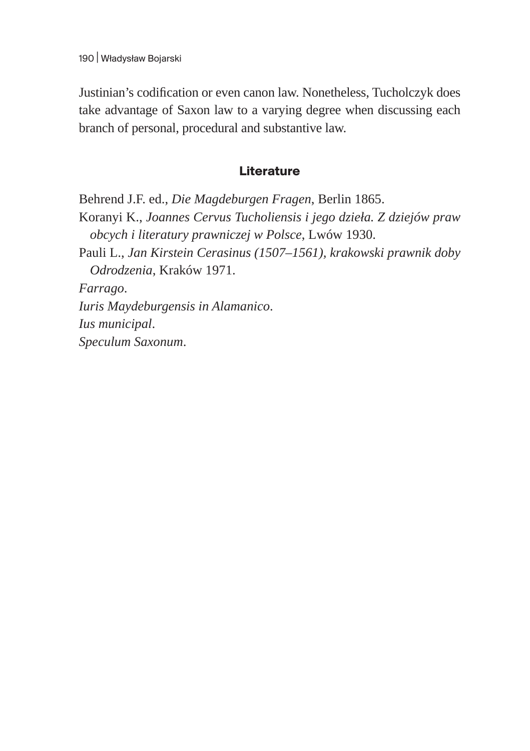Justinian's codification or even canon law. Nonetheless, Tucholczyk does take advantage of Saxon law to a varying degree when discussing each branch of personal, procedural and substantive law.

## Literature

Behrend J.F. ed., *Die Magdeburgen Fragen*, Berlin 1865.

Koranyi K., *Joannes Cervus Tucholiensis i jego dzieła. Z dziejów praw obcych i literatury prawniczej w Polsce*, Lwów 1930.

Pauli L., *Jan Kirstein Cerasinus (1507–1561), krakowski prawnik doby Odrodzenia*, Kraków 1971.

*Farrago*.

*Iuris Maydeburgensis in Alamanico*.

*Ius municipal*.

*Speculum Saxonum*.